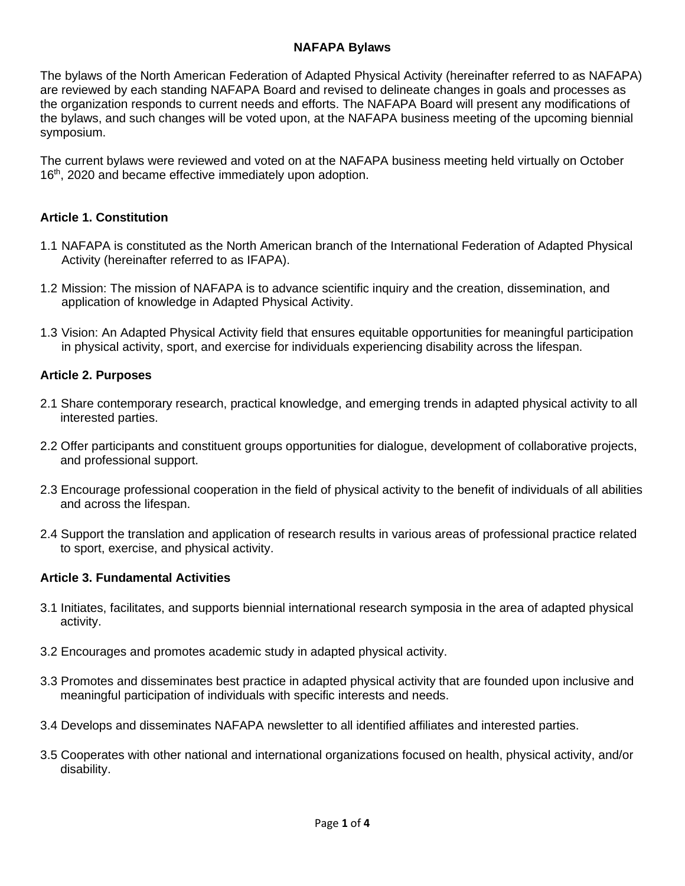# NAFAPA Bylaws

The bylaws of the North American Federation of Adapted Physical Activity (hereinafter referred to as NAFAPA) are reviewed by each standing NAFAPA Board and revised to delineate changes in goals and processes as the organization responds to current needs and efforts. The NAFAPA Board will present any modifications of the bylaws, and such changes will be voted upon, at the NAFAPA business meeting of the upcoming biennial symposium.

The current bylaws were reviewed and voted on at the NAFAPA business meeting held virtually on October 16th, 2020 and became effective immediately upon adoption.

## Article 1. Constitution

1.1 NAFAPA is constituted as the North American branch of the International Federation of Adapted Physical Activity (hereinafter referred to as IFAPA).

1.2 Mission: The mission of NAFAPA is to advance scientific inquiry and the creation, dissemination, and application of knowledge in Adapted Physical Activity.

1.3 Vision: An Adapted Physical Activity field that ensures equitable opportunities for meaningful participation in physical activity, sport, and exercise for individuals experiencing disability across the lifespan.

## Article 2. Purposes

2.1 Share contemporary research, practical knowledge, and emerging trends in adapted physical activity to all interested parties.

2.2 Offer participants and constituent groups opportunities for dialogue, development of collaborative projects, and professional support.

2.3 Encourage professional cooperation in the field of physical activity to the benefit of individuals of all abilities and across the lifespan.

2.4 Support the translation and application of research results in various areas of professional practice related to sport, exercise, and physical activity.

## Article 3. Fundamental Activities

3.1 Initiates, facilitates, and supports biennial international research symposia in the area of adapted physical activity.

3.2 Encourages and promotes academic study in adapted physical activity.

3.3 Promotes and disseminates best practice in adapted physical activity that are founded upon inclusive and meaningful participation of individuals with specific interests and needs.

3.4 Develops and disseminates NAFAPA newsletter to all identified affiliates and interested parties.

3.5 Cooperates with other national and international organizations focused on health, physical activity, and/or disability.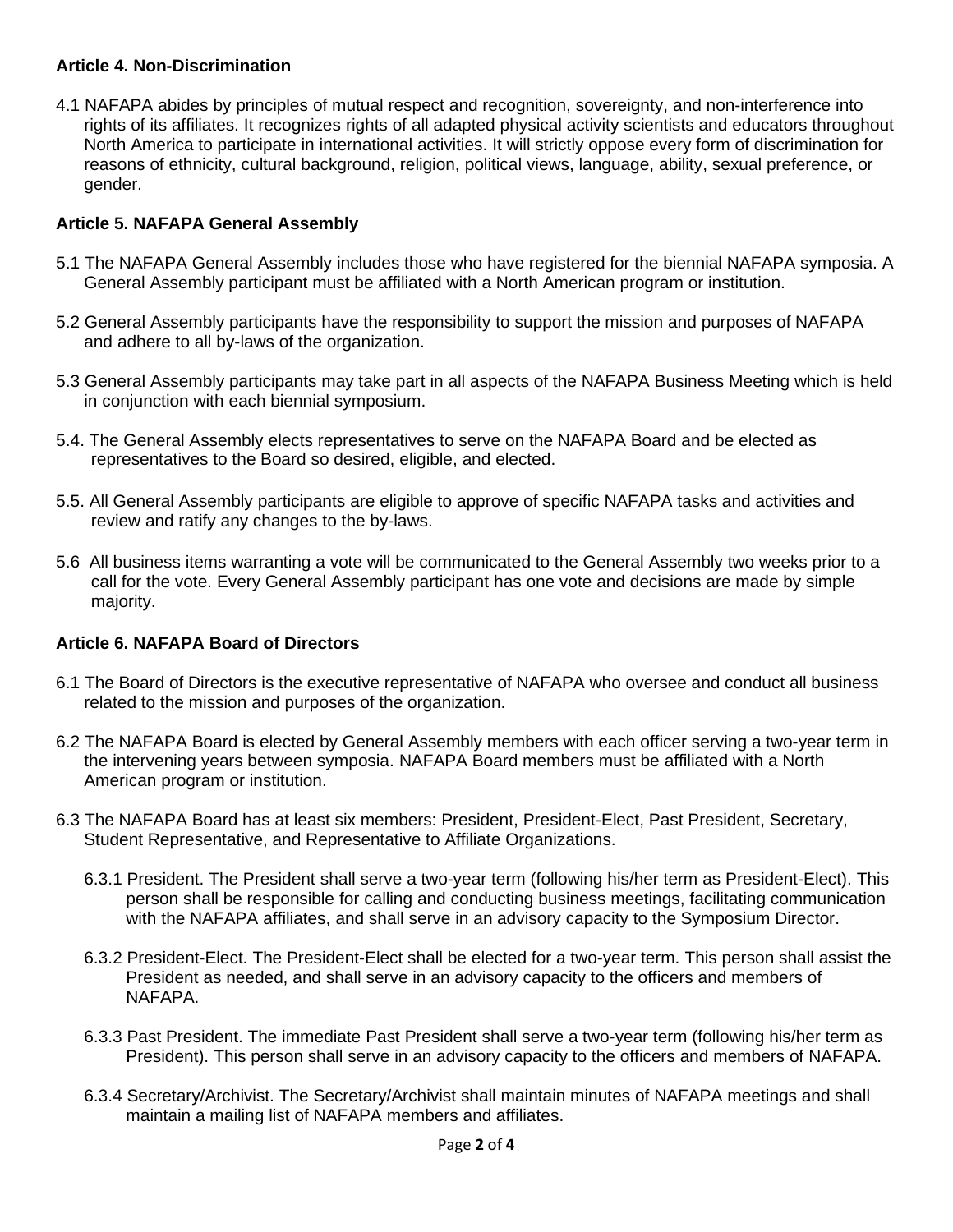### Article 4. Non-Discrimination

4.1 NAFAPA abides by principles of mutual respect and recognition, sovereignty, and non-interference into rights of its affiliates. It recognizes rights of all adapted physical activity scientists and educators throughout North America to participate in international activities. It will strictly oppose every form of discrimination for reasons of ethnicity, cultural background, religion, political views, language, ability, sexual preference, or gender.

### Article 5. NAFAPA General Assembly

5.1 The NAFAPA General Assembly includes those who have registered for the biennial NAFAPA symposia. A General Assembly participant must be affiliated with a North American program or institution.

5.2 General Assembly participants have the responsibility to support the mission and purposes of NAFAPA and adhere to all by-laws of the organization.

5.3 General Assembly participants may take part in all aspects of the NAFAPA Business Meeting which is held in conjunction with each biennial symposium.

5.4. The General Assembly elects representatives to serve on the NAFAPA Board and be elected as representatives to the Board so desired, eligible, and elected.

5.5. All General Assembly participants are eligible to approve of specific NAFAPA tasks and activities and review and ratify any changes to the by-laws.

5.6 All business items warranting a vote will be communicated to the General Assembly two weeks prior to a call for the vote. Every General Assembly participant has one vote and decisions are made by simple majority.

### Article 6. NAFAPA Board of Directors

6.1 The Board of Directors is the executive representative of NAFAPA who oversee and conduct all business related to the mission and purposes of the organization.

6.2 The NAFAPA Board is elected by General Assembly members with each officer serving a two-year term in the intervening years between symposia. NAFAPA Board members must be affiliated with a North American program or institution.

6.3 The NAFAPA Board has at least six members: President, President-Elect, Past President, Secretary, Student Representative, and Representative to Affiliate Organizations.

6.3.1 President. The President shall serve a two-year term (following his/her term as President-Elect). This person shall be responsible for calling and conducting business meetings, facilitating communication with the NAFAPA affiliates, and shall serve in an advisory capacity to the Symposium Director.

6.3.2 President-Elect. The President-Elect shall be elected for a two-year term. This person shall assist the President as needed, and shall serve in an advisory capacity to the officers and members of NAFAPA.

6.3.3 Past President. The immediate Past President shall serve a two-year term (following his/her term as President). This person shall serve in an advisory capacity to the officers and members of NAFAPA.

6.3.4 Secretary/Archivist. The Secretary/Archivist shall maintain minutes of NAFAPA meetings and shall maintain a mailing list of NAFAPA members and affiliates.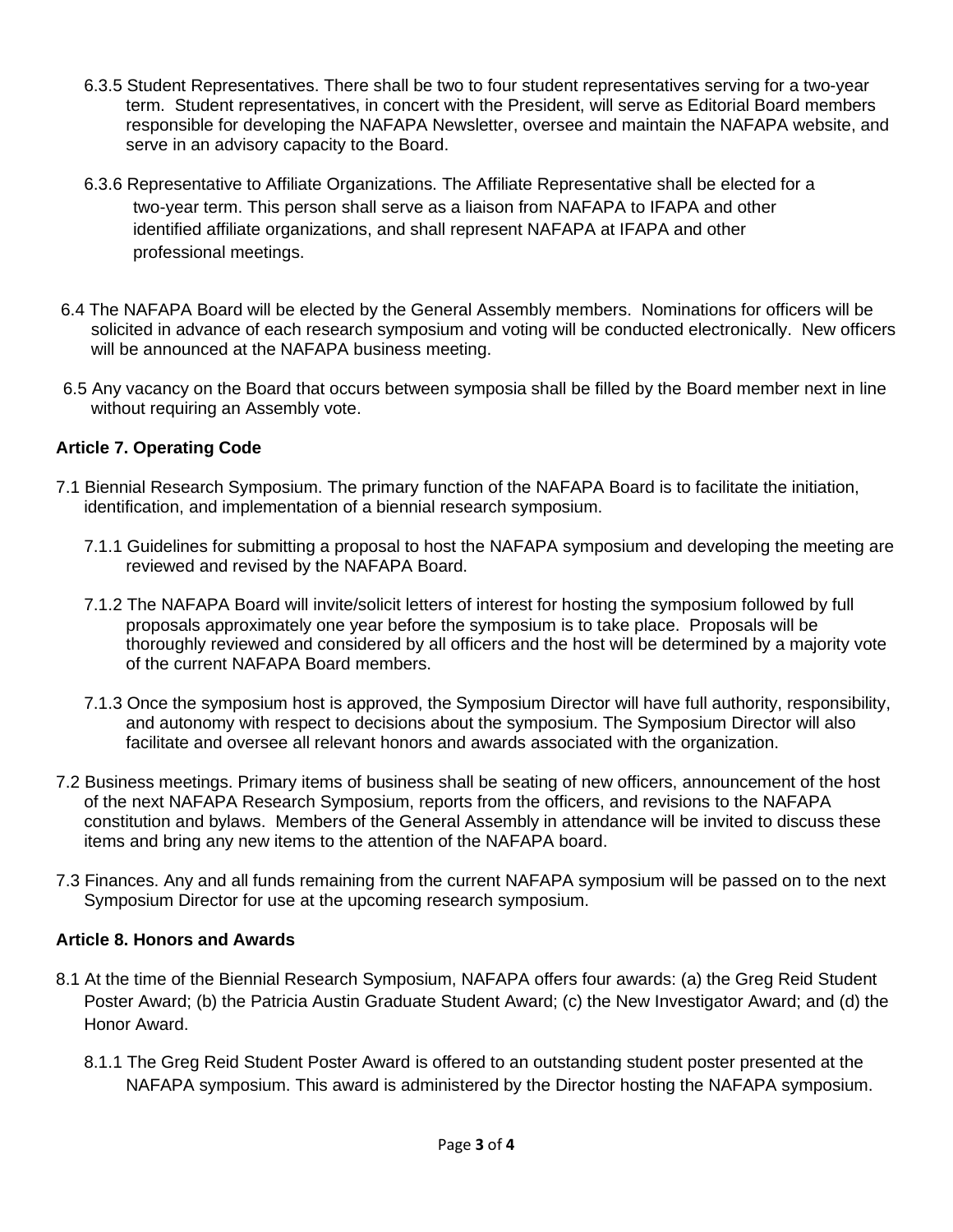6.3.5 Student Representatives. There shall be two to four student representatives serving for a two-year term. Student representatives, in concert with the President, will serve as Editorial Board members responsible for developing the NAFAPA Newsletter, oversee and maintain the NAFAPA website, and serve in an advisory capacity to the Board.

6.3.6 Representative to Affiliate Organizations. The Affiliate Representative shall be elected for a two-year term. This person shall serve as a liaison from NAFAPA to IFAPA and other identified affiliate organizations, and shall represent NAFAPA at IFAPA and other professional meetings.

6.4 The NAFAPA Board will be elected by the General Assembly members. Nominations for officers will be solicited in advance of each research symposium and voting will be conducted electronically. New officers will be announced at the NAFAPA business meeting.

6.5 Any vacancy on the Board that occurs between symposia shall be filled by the Board member next in line without requiring an Assembly vote.

**Article 7. Operating Code**

7.1 Biennial Research Symposium. The primary function of the NAFAPA Board is to facilitate the initiation, identification, and implementation of a biennial research symposium.

7.1.1 Guidelines for submitting a proposal to host the NAFAPA symposium and developing the meeting are reviewed and revised by the NAFAPA Board.

7.1.2 The NAFAPA Board will invite/solicit letters of interest for hosting the symposium followed by full proposals approximately one year before the symposium is to take place. Proposals will be thoroughly reviewed and considered by all officers and the host will be determined by a majority vote of the current NAFAPA Board members.

7.1.3 Once the symposium host is approved, the Symposium Director will have full authority, responsibility, and autonomy with respect to decisions about the symposium. The Symposium Director will also facilitate and oversee all relevant honors and awards associated with the organization.

7.2 Business meetings. Primary items of business shall be seating of new officers, announcement of the host of the next NAFAPA Research Symposium, reports from the officers, and revisions to the NAFAPA constitution and bylaws. Members of the General Assembly in attendance will be invited to discuss these items and bring any new items to the attention of the NAFAPA board.

7.3 Finances. Any and all funds remaining from the current NAFAPA symposium will be passed on to the next Symposium Director for use at the upcoming research symposium.

**Article 8. Honors and Awards**

8.1 At the time of the Biennial Research Symposium, NAFAPA offers four awards: (a) the Greg Reid Student Poster Award; (b) the Patricia Austin Graduate Student Award; (c) the New Investigator Award; and (d) the Honor Award.

8.1.1 The Greg Reid Student Poster Award is offered to an outstanding student poster presented at the NAFAPA symposium. This award is administered by the Director hosting the NAFAPA symposium.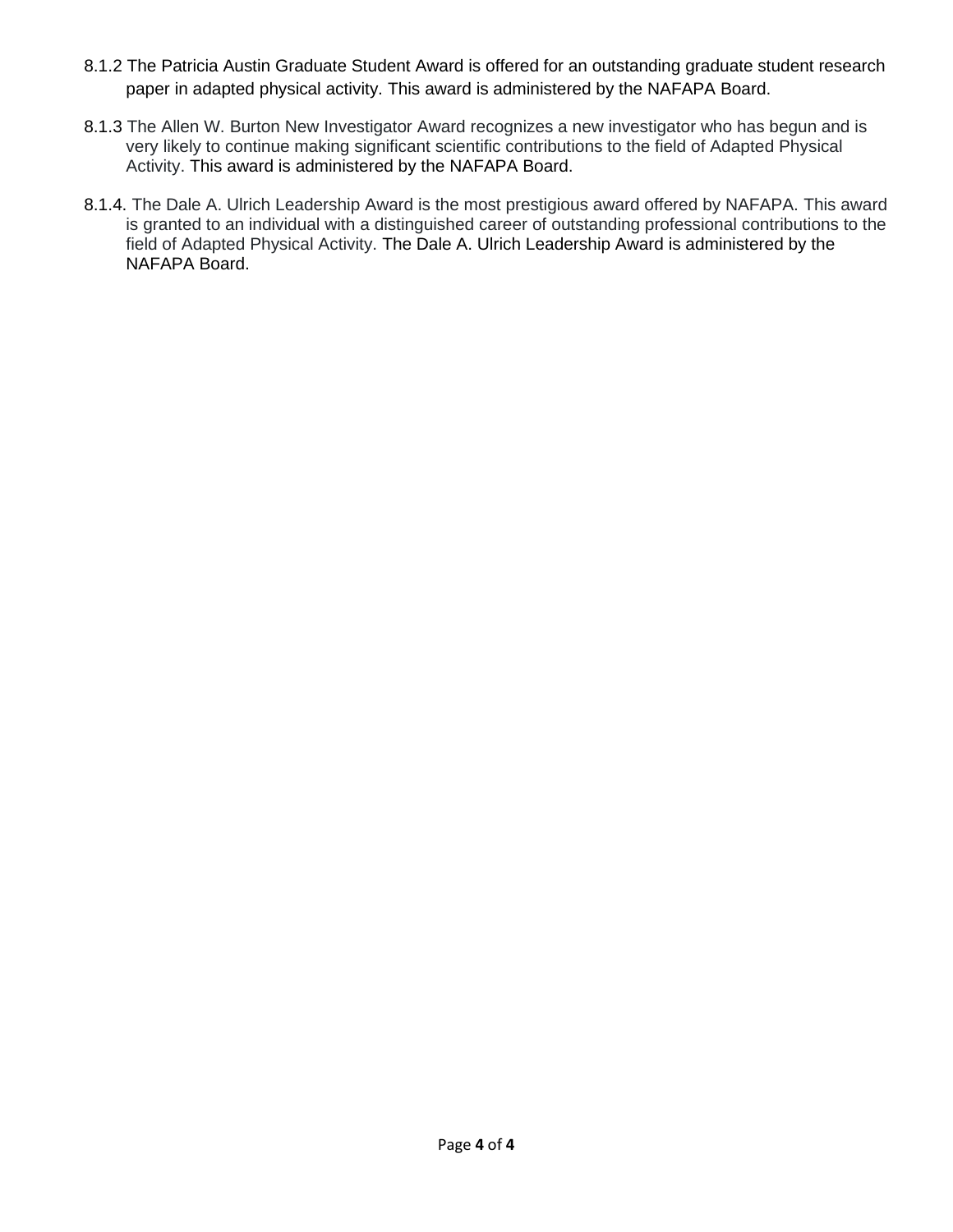8.1.2 The Patricia Austin Graduate Student Award is offered for an outstanding graduate student research paper in adapted physical activity. This award is administered by the NAFAPA Board.

8.1.3 The Allen W. Burton New Investigator Award recognizes a new investigator who has begun and is very likely to continue making significant scientific contributions to the field of Adapted Physical Activity. This award is administered by the NAFAPA Board.

8.1.4. The Dale A. Ulrich Leadership Award is the most prestigious award offered by NAFAPA. This award is granted to an individual with a distinguished career of outstanding professional contributions to the field of Adapted Physical Activity. The Dale A. Ulrich Leadership Award is administered by the NAFAPA Board.